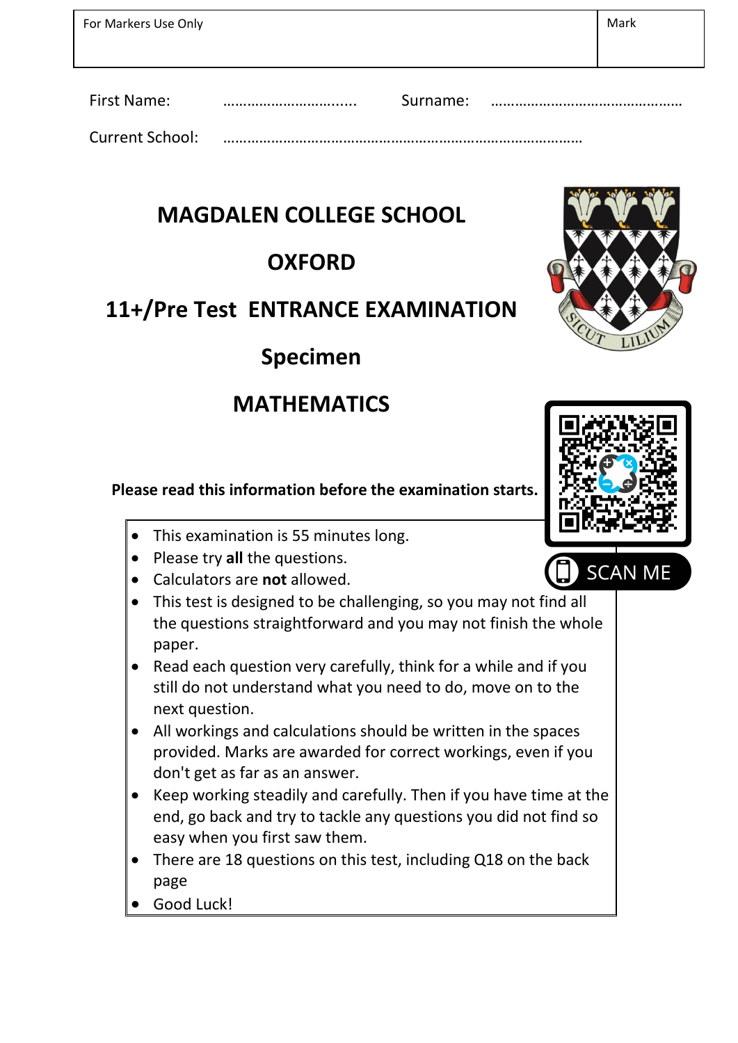| For Markers Use Only | Mark |
| --- | --- |
| | |

First Name: …………………………..... Surname: ………………………………………….

Current School: ……………………………………………………………………………

# MAGDALEN COLLEGE SCHOOL

# OXFORD

# 11+/Pre Test ENTRANCE EXAMINATION

# Specimen

# MATHEMATICS

SCAN ME

**Please read this information before the examination starts.**

- This examination is 55 minutes long.
- Please try **all** the questions.
- Calculators are **not** allowed.
- This test is designed to be challenging, so you may not find all the questions straightforward and you may not finish the whole paper.
- Read each question very carefully, think for a while and if you still do not understand what you need to do, move on to the next question.
- All workings and calculations should be written in the spaces provided. Marks are awarded for correct workings, even if you don't get as far as an answer.
- Keep working steadily and carefully. Then if you have time at the end, go back and try to tackle any questions you did not find so easy when you first saw them.
- There are 18 questions on this test, including Q18 on the back page
- Good Luck!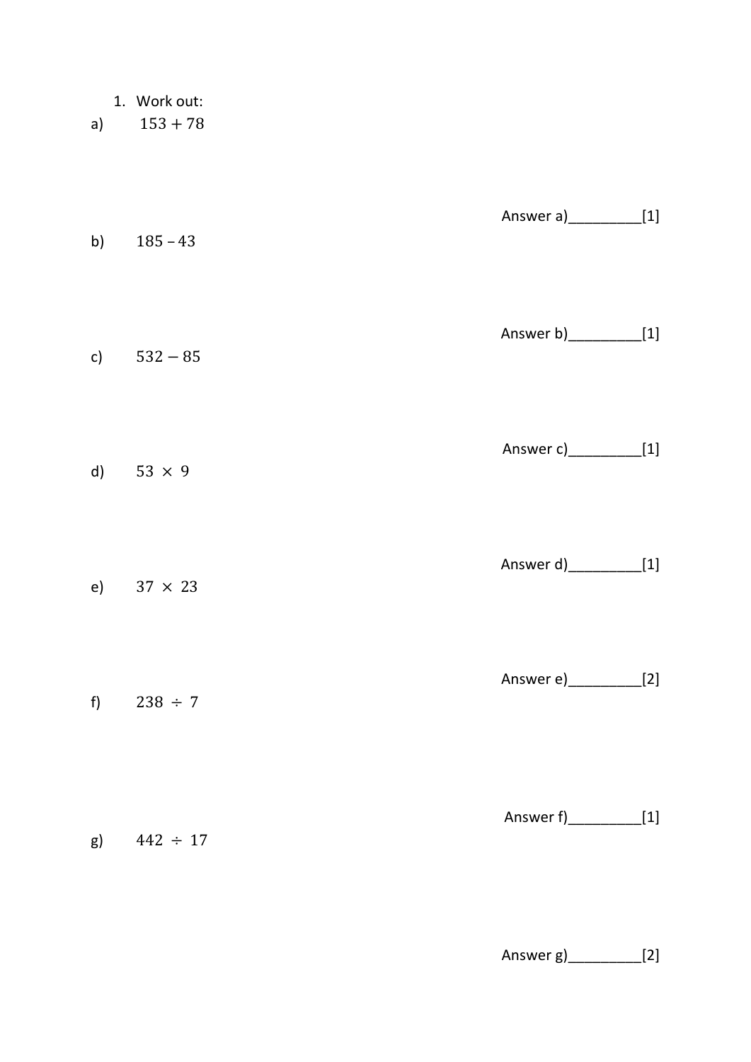1. Work out:

a) $153 + 78$

Answer a)_________[1]

b) $185 - 43$

Answer b)_________[1]

c) $532 - 85$

Answer c)_________[1]

d) $53 \times 9$

Answer d)_________[1]

e) $37 \times 23$

Answer e)_________[2]

f) $238 \div 7$

Answer f)_________[1]

g) $442 \div 17$

Answer g)_________[2]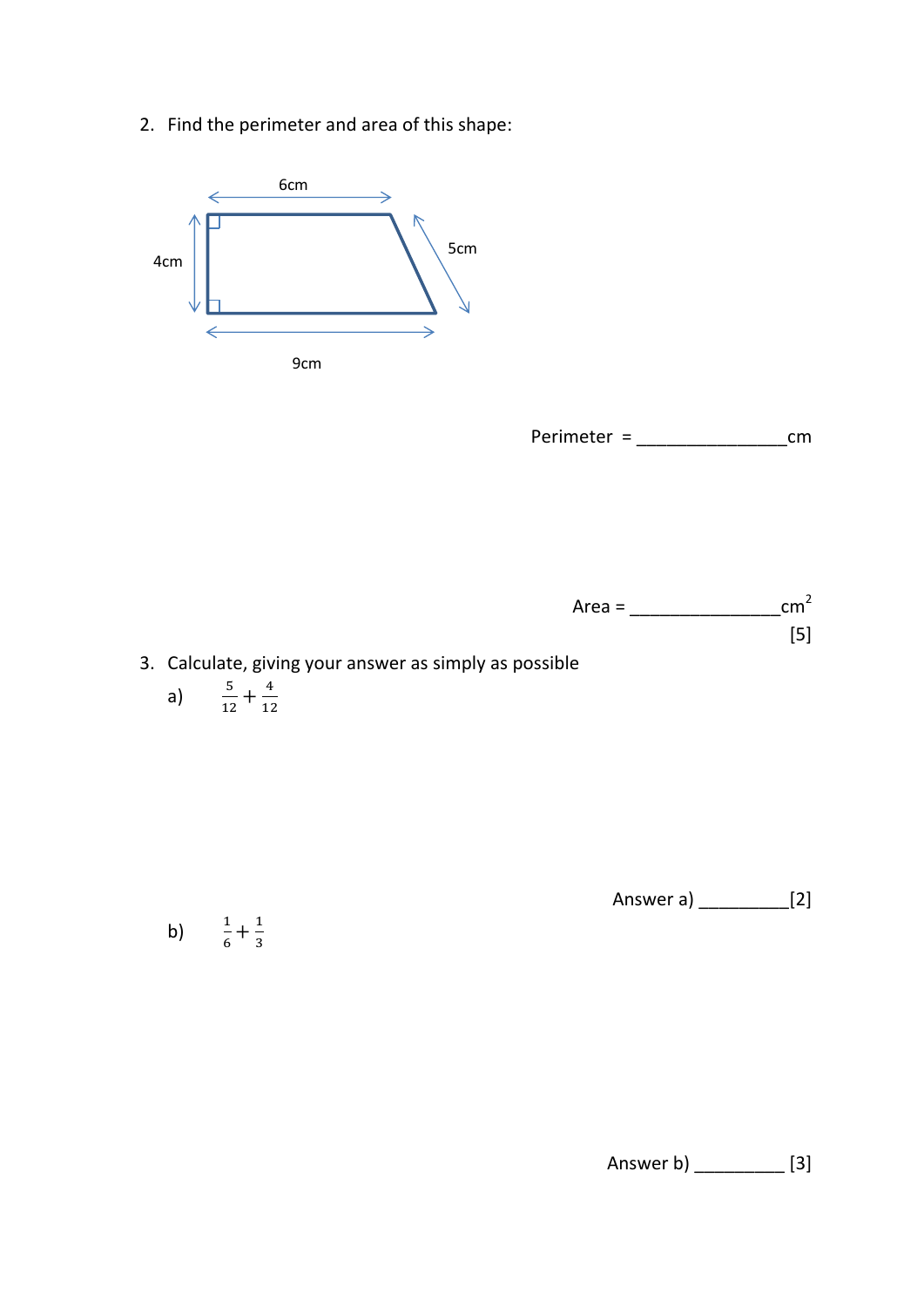2. Find the perimeter and area of this shape:

6cm

4cm

5cm

9cm

Perimeter = _______________cm

Area = _______________$cm^2$

[5]

3. Calculate, giving your answer as simply as possible

   a) $\frac{5}{12} + \frac{4}{12}$

Answer a) _________[2]

   b) $\frac{1}{6} + \frac{1}{3}$

Answer b) _________ [3]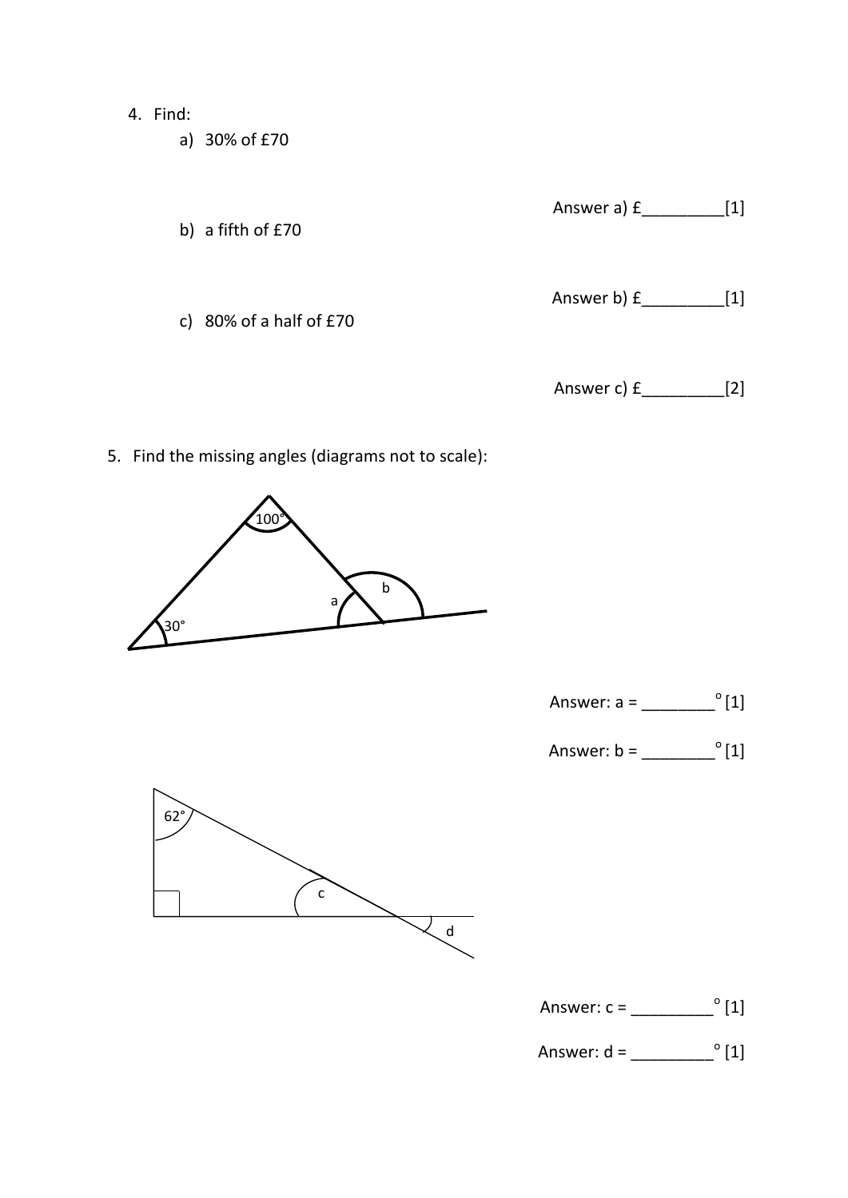4. Find:
    a) 30% of £70

    Answer a) £_________[1]

    b) a fifth of £70

    Answer b) £_________[1]

    c) 80% of a half of £70

    Answer c) £_________[2]

5. Find the missing angles (diagrams not to scale):

Answer: a = ________° [1]

Answer: b = ________° [1]

Answer: c = _________° [1]

Answer: d = _________° [1]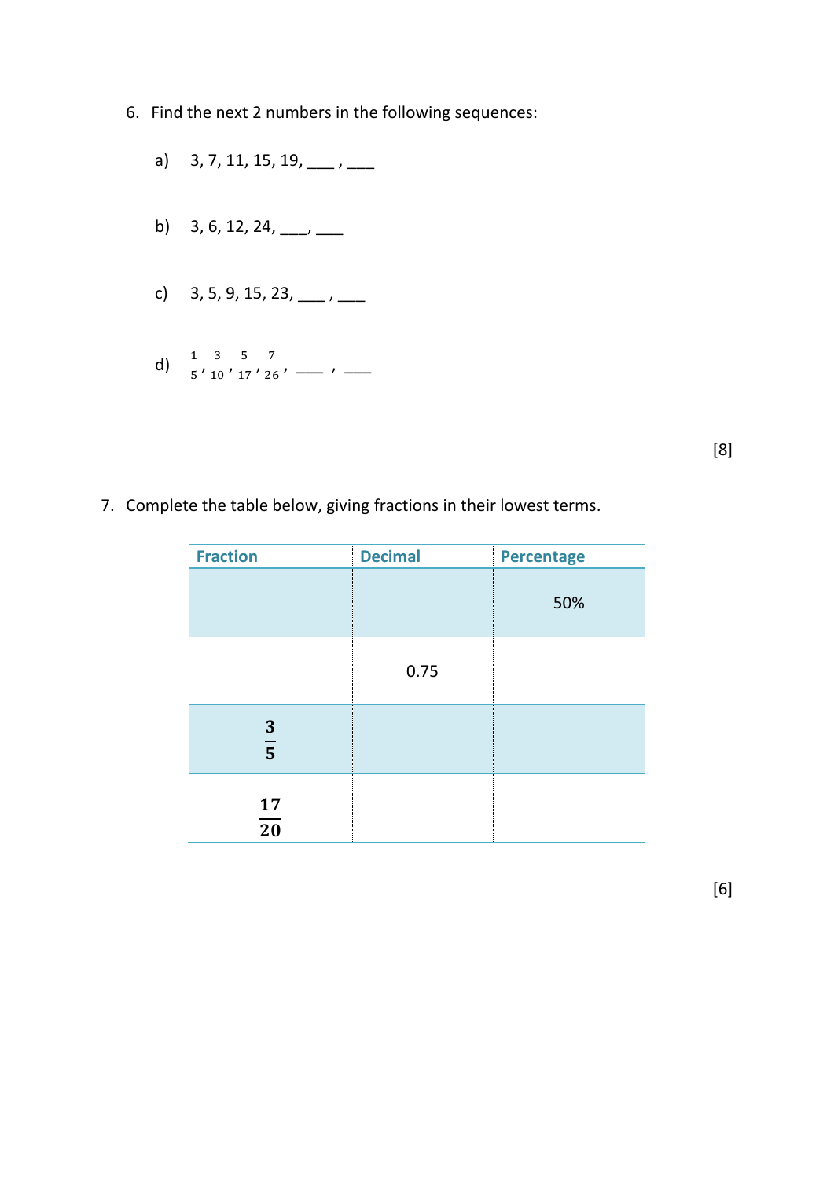6. Find the next 2 numbers in the following sequences:

   a) 3, 7, 11, 15, 19, ___ , ___

   b) 3, 6, 12, 24, ___, ___

   c) 3, 5, 9, 15, 23, ___ , ___

   d) $\frac{1}{5}, \frac{3}{10}, \frac{5}{17}, \frac{7}{26}$, ___ , ___

[8]

7. Complete the table below, giving fractions in their lowest terms.

| Fraction | Decimal | Percentage |
|---|---|---|
| | | 50% |
| | 0.75 | |
| $\frac{3}{5}$ | | |
| $\frac{17}{20}$ | | |

[6]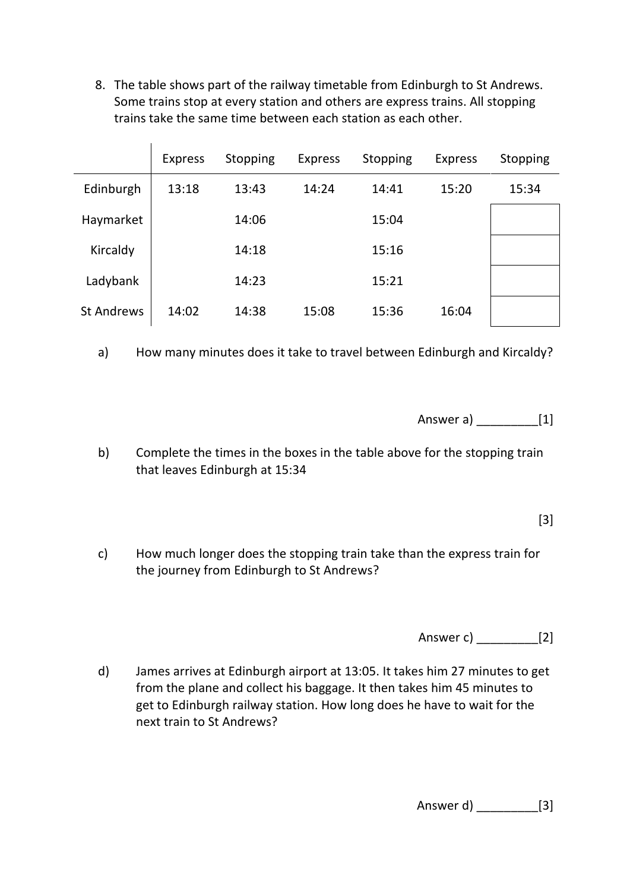8. The table shows part of the railway timetable from Edinburgh to St Andrews. Some trains stop at every station and others are express trains. All stopping trains take the same time between each station as each other.

| | Express | Stopping | Express | Stopping | Express | Stopping |
|---|---|---|---|---|---|---|
| Edinburgh | 13:18 | 13:43 | 14:24 | 14:41 | 15:20 | 15:34 |
| Haymarket | | 14:06 | | 15:04 | | |
| Kircaldy | | 14:18 | | 15:16 | | |
| Ladybank | | 14:23 | | 15:21 | | |
| St Andrews | 14:02 | 14:38 | 15:08 | 15:36 | 16:04 | |

a) How many minutes does it take to travel between Edinburgh and Kircaldy?

Answer a) _________[1]

b) Complete the times in the boxes in the table above for the stopping train that leaves Edinburgh at 15:34

[3]

c) How much longer does the stopping train take than the express train for the journey from Edinburgh to St Andrews?

Answer c) _________[2]

d) James arrives at Edinburgh airport at 13:05. It takes him 27 minutes to get from the plane and collect his baggage. It then takes him 45 minutes to get to Edinburgh railway station. How long does he have to wait for the next train to St Andrews?

Answer d) _________[3]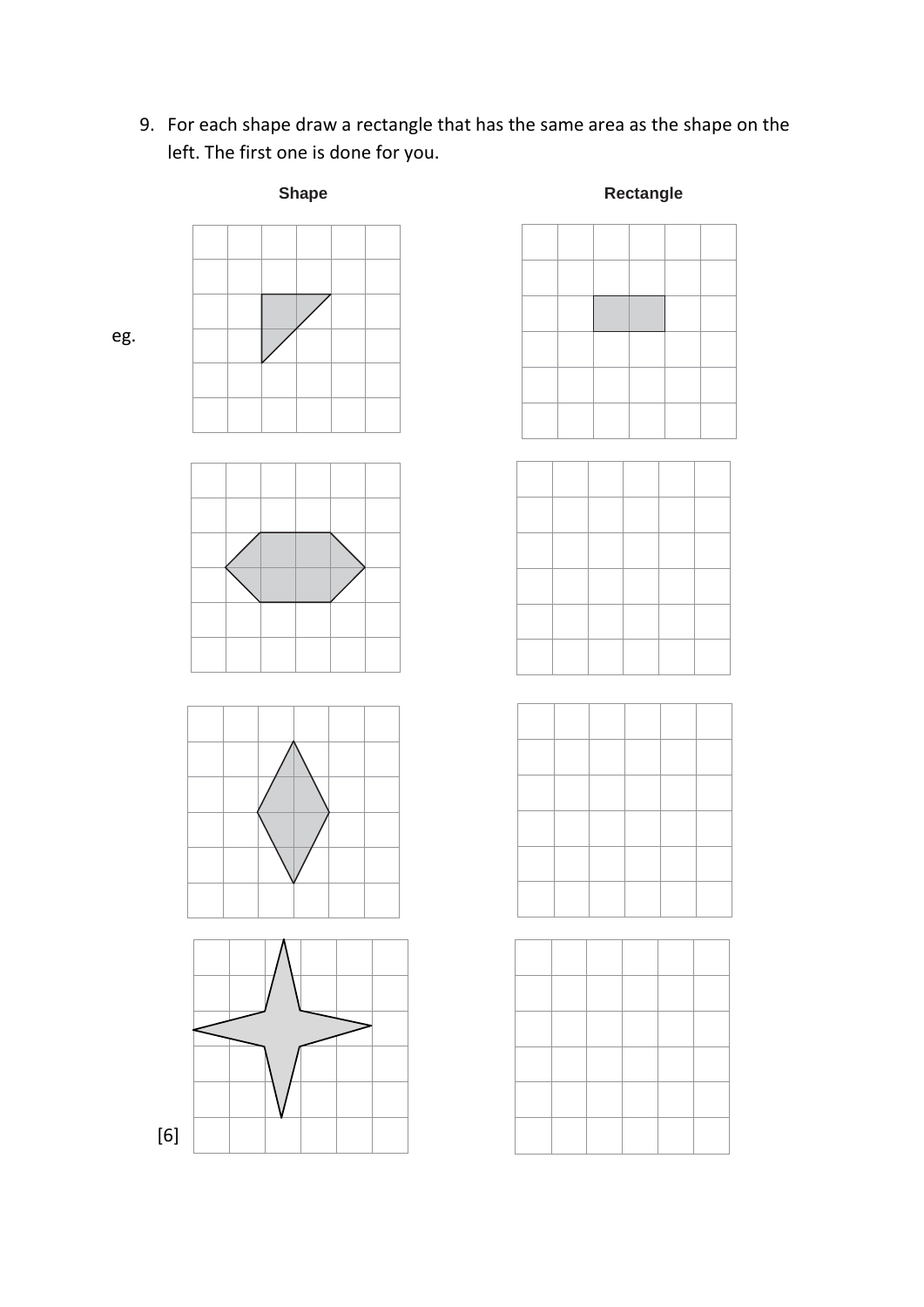9. For each shape draw a rectangle that has the same area as the shape on the left. The first one is done for you.

**Shape** **Rectangle**

eg.

[6]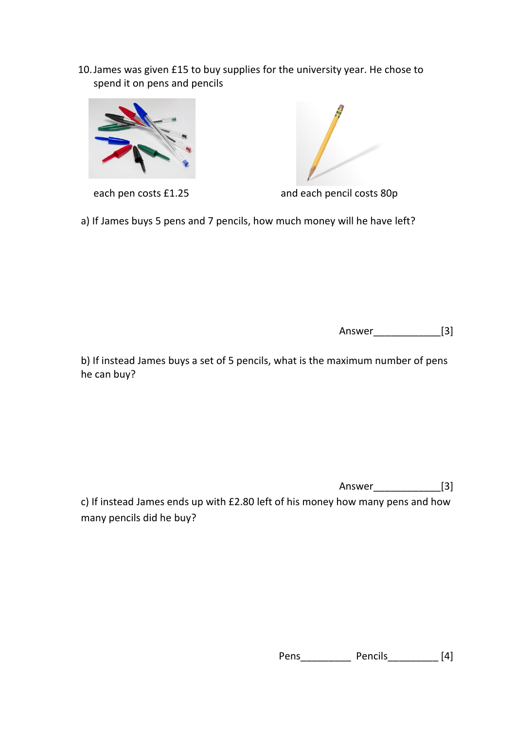10. James was given £15 to buy supplies for the university year. He chose to spend it on pens and pencils

each pen costs £1.25

and each pencil costs 80p

a) If James buys 5 pens and 7 pencils, how much money will he have left?

Answer____________[3]

b) If instead James buys a set of 5 pencils, what is the maximum number of pens he can buy?

Answer____________[3]

c) If instead James ends up with £2.80 left of his money how many pens and how many pencils did he buy?

Pens_________ Pencils_________ [4]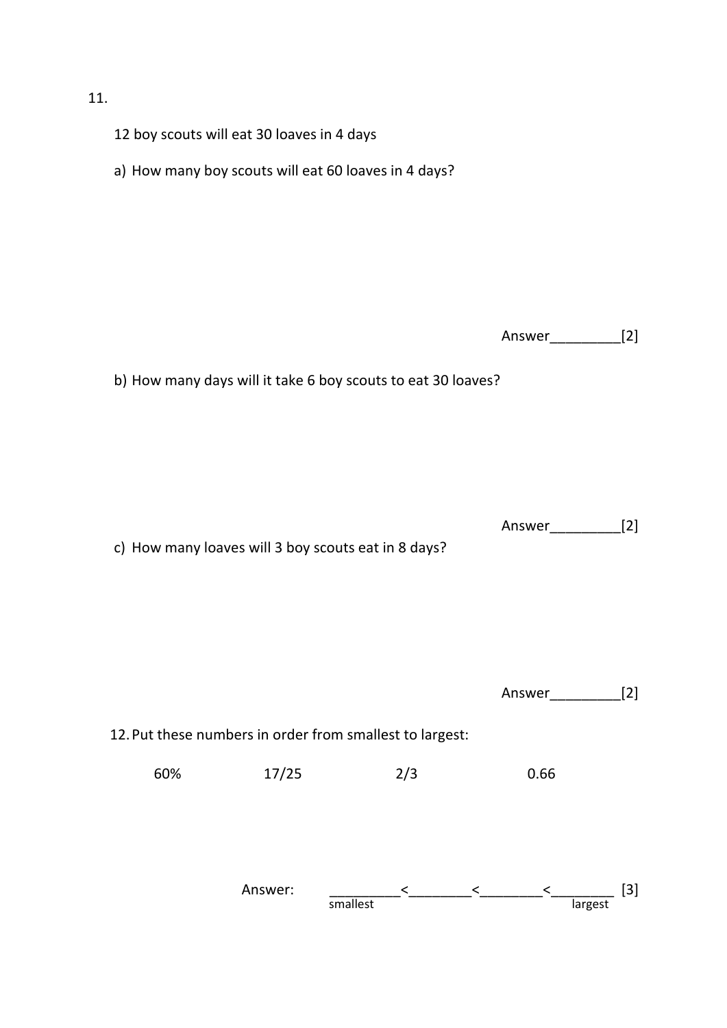11.

12 boy scouts will eat 30 loaves in 4 days

a) How many boy scouts will eat 60 loaves in 4 days?

Answer_________[2]

b) How many days will it take 6 boy scouts to eat 30 loaves?

Answer_________[2]

c) How many loaves will 3 boy scouts eat in 8 days?

Answer_________[2]

12. Put these numbers in order from smallest to largest:

60%    17/25    2/3    0.66

Answer: _________ < ________ < ________ < ________ [3]

smallest                                                    largest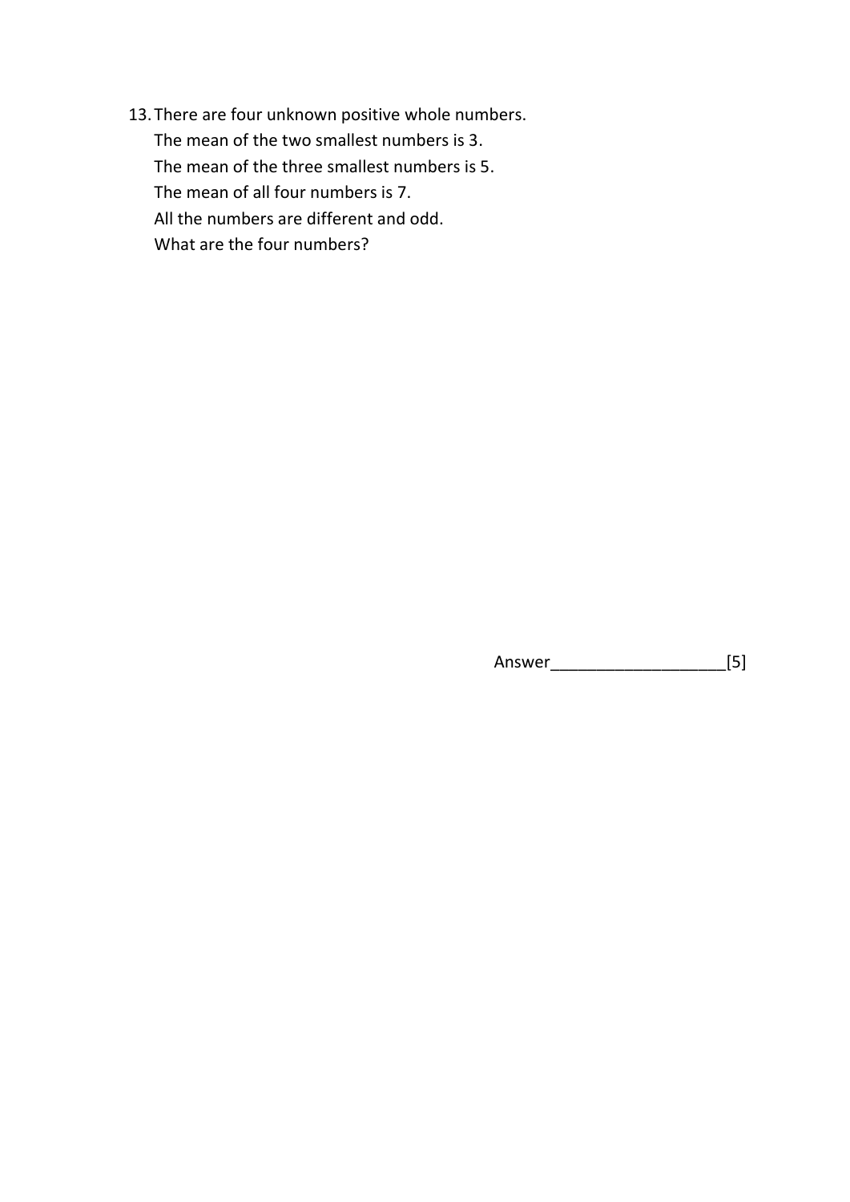13. There are four unknown positive whole numbers.
    The mean of the two smallest numbers is 3.
    The mean of the three smallest numbers is 5.
    The mean of all four numbers is 7.
    All the numbers are different and odd.
    What are the four numbers?

Answer___________________[5]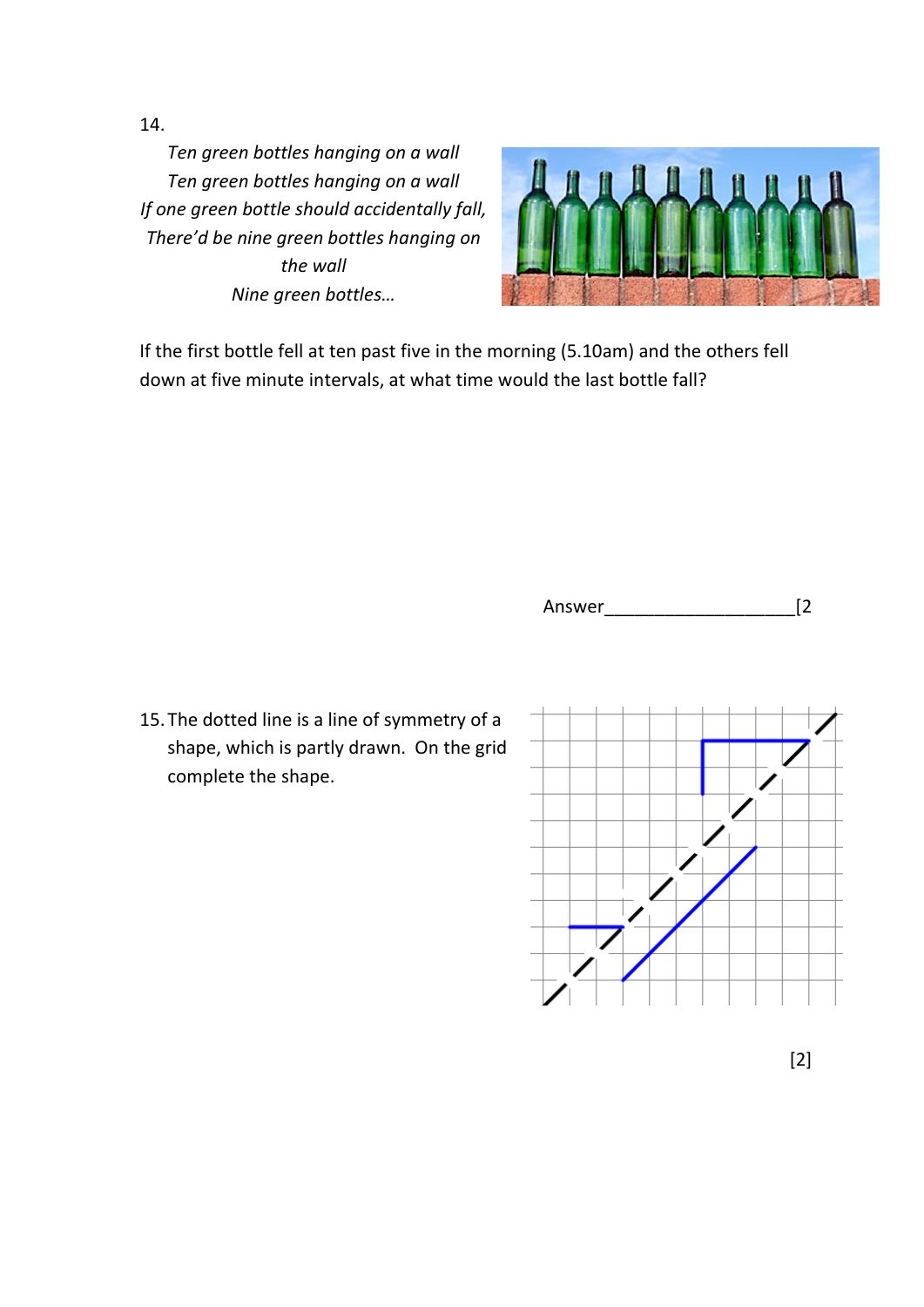14.

*Ten green bottles hanging on a wall*
*Ten green bottles hanging on a wall*
*If one green bottle should accidentally fall,*
*There'd be nine green bottles hanging on the wall*
*Nine green bottles…*

If the first bottle fell at ten past five in the morning (5.10am) and the others fell down at five minute intervals, at what time would the last bottle fall?

Answer___________________[2

15. The dotted line is a line of symmetry of a shape, which is partly drawn. On the grid complete the shape.

[2]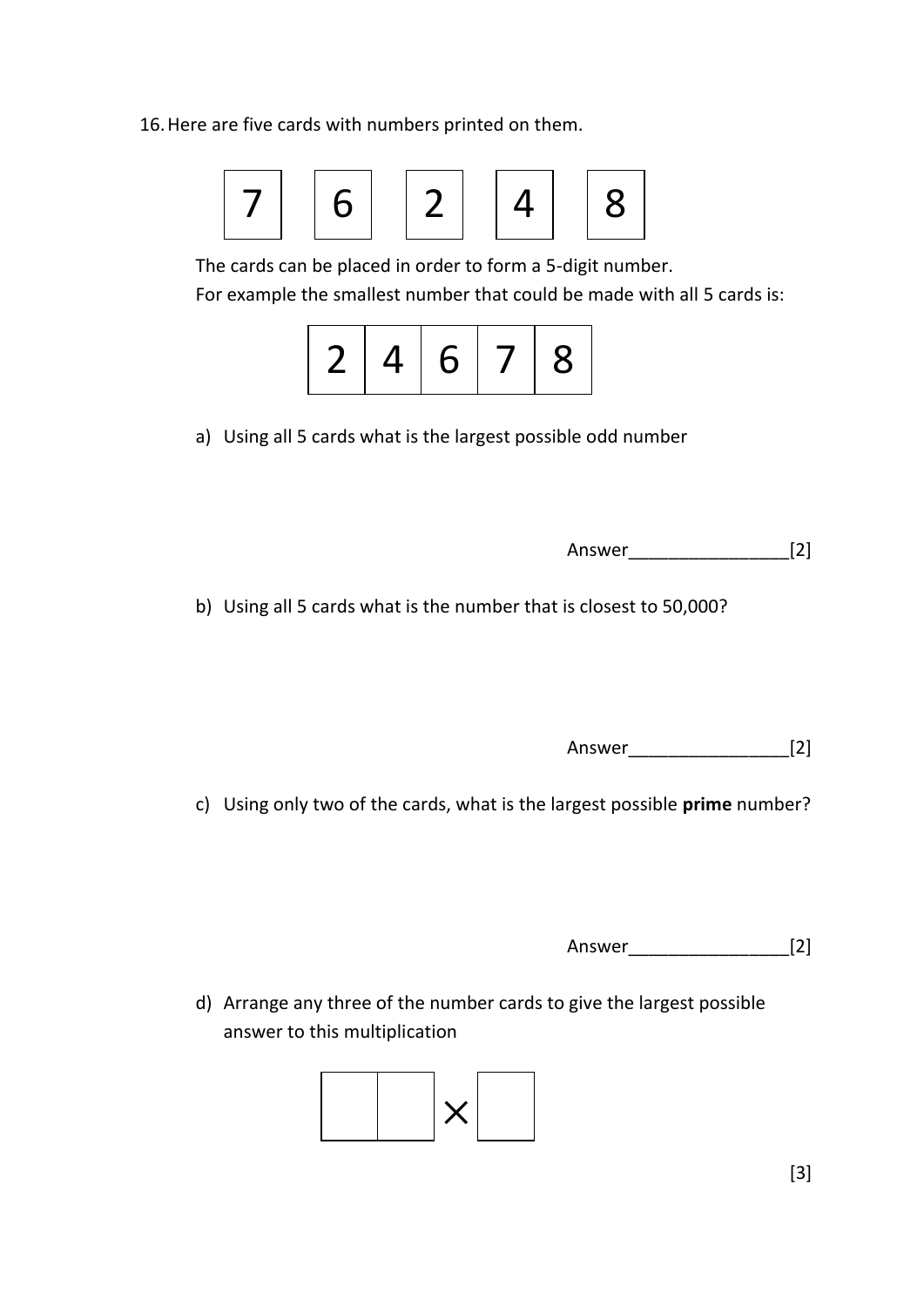16. Here are five cards with numbers printed on them.

| 7 | 6 | 2 | 4 | 8 |
|---|---|---|---|---|

The cards can be placed in order to form a 5-digit number.
For example the smallest number that could be made with all 5 cards is:

| 2 | 4 | 6 | 7 | 8 |
|---|---|---|---|---|

a) Using all 5 cards what is the largest possible odd number

Answer________________[2]

b) Using all 5 cards what is the number that is closest to 50,000?

Answer________________[2]

c) Using only two of the cards, what is the largest possible **prime** number?

Answer________________[2]

d) Arrange any three of the number cards to give the largest possible answer to this multiplication

| | | × | |
|---|---|---|---|

[3]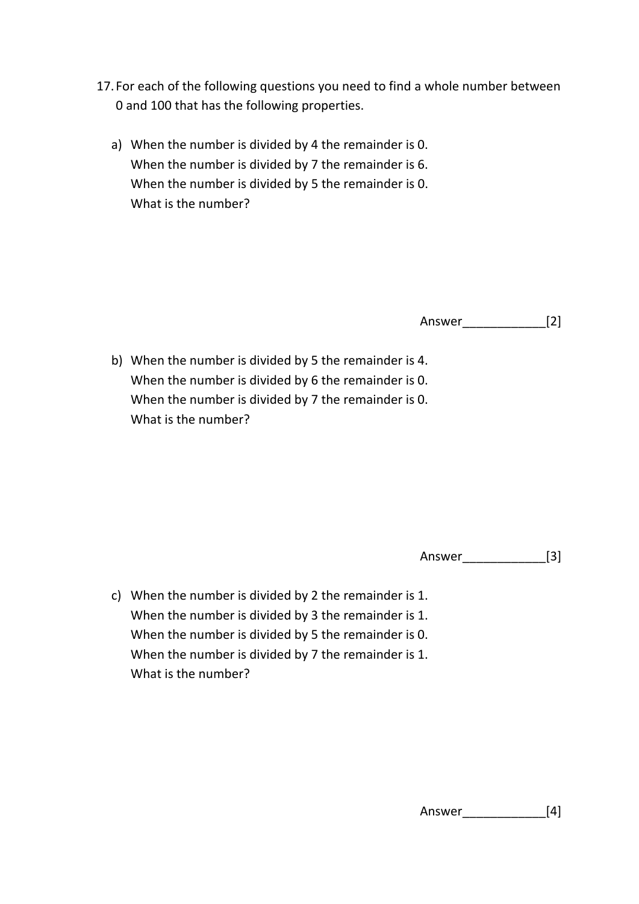17. For each of the following questions you need to find a whole number between 0 and 100 that has the following properties.

a) When the number is divided by 4 the remainder is 0.
   When the number is divided by 7 the remainder is 6.
   When the number is divided by 5 the remainder is 0.
   What is the number?

Answer____________[2]

b) When the number is divided by 5 the remainder is 4.
   When the number is divided by 6 the remainder is 0.
   When the number is divided by 7 the remainder is 0.
   What is the number?

Answer____________[3]

c) When the number is divided by 2 the remainder is 1.
   When the number is divided by 3 the remainder is 1.
   When the number is divided by 5 the remainder is 0.
   When the number is divided by 7 the remainder is 1.
   What is the number?

Answer____________[4]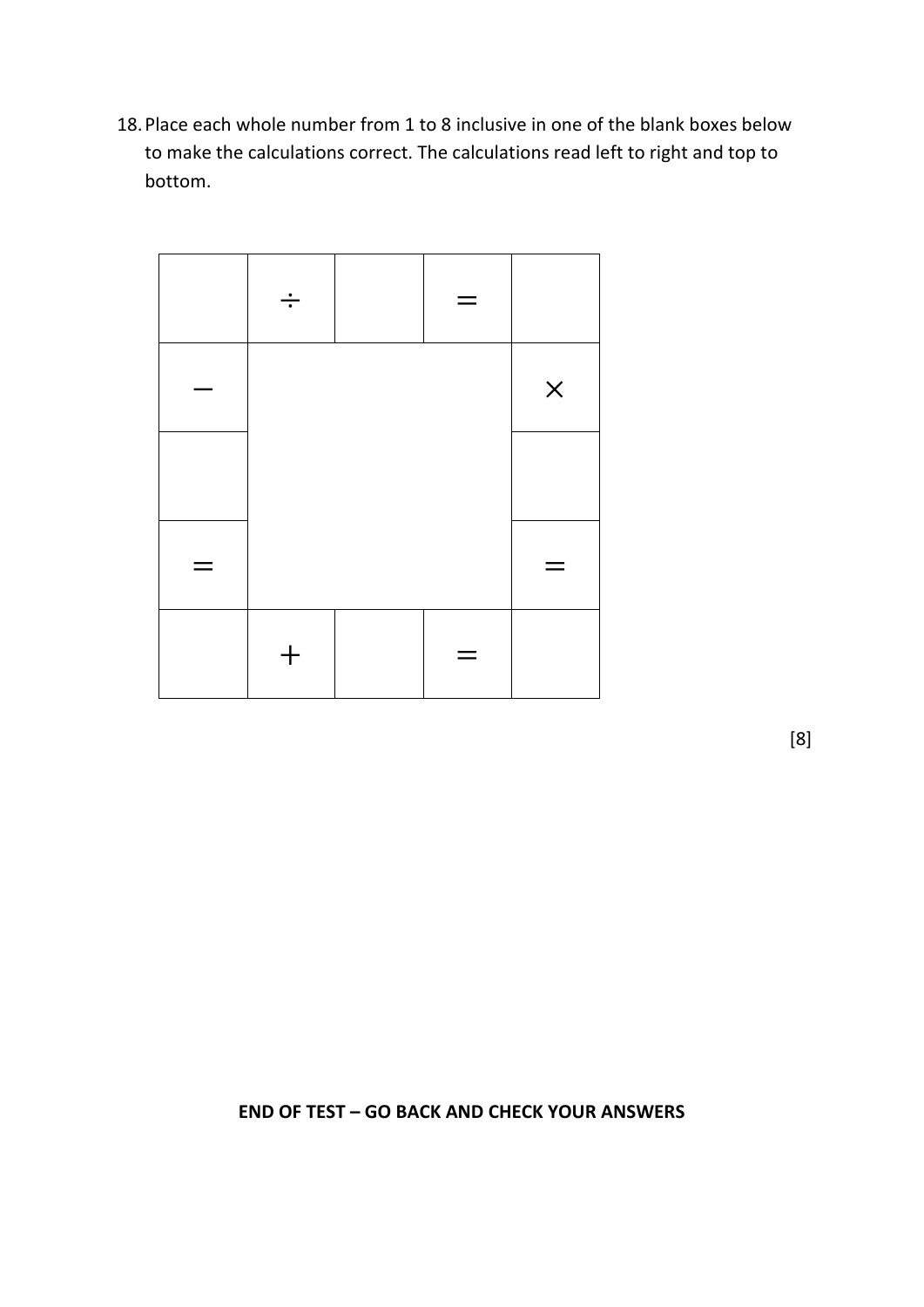18. Place each whole number from 1 to 8 inclusive in one of the blank boxes below to make the calculations correct. The calculations read left to right and top to bottom.

| | | | | |
|---|---|---|---|---|
| | ÷ | | = | |
| − | | | | × |
| | | | | |
| = | | | | = |
| | + | | = | |

[8]

**END OF TEST – GO BACK AND CHECK YOUR ANSWERS**